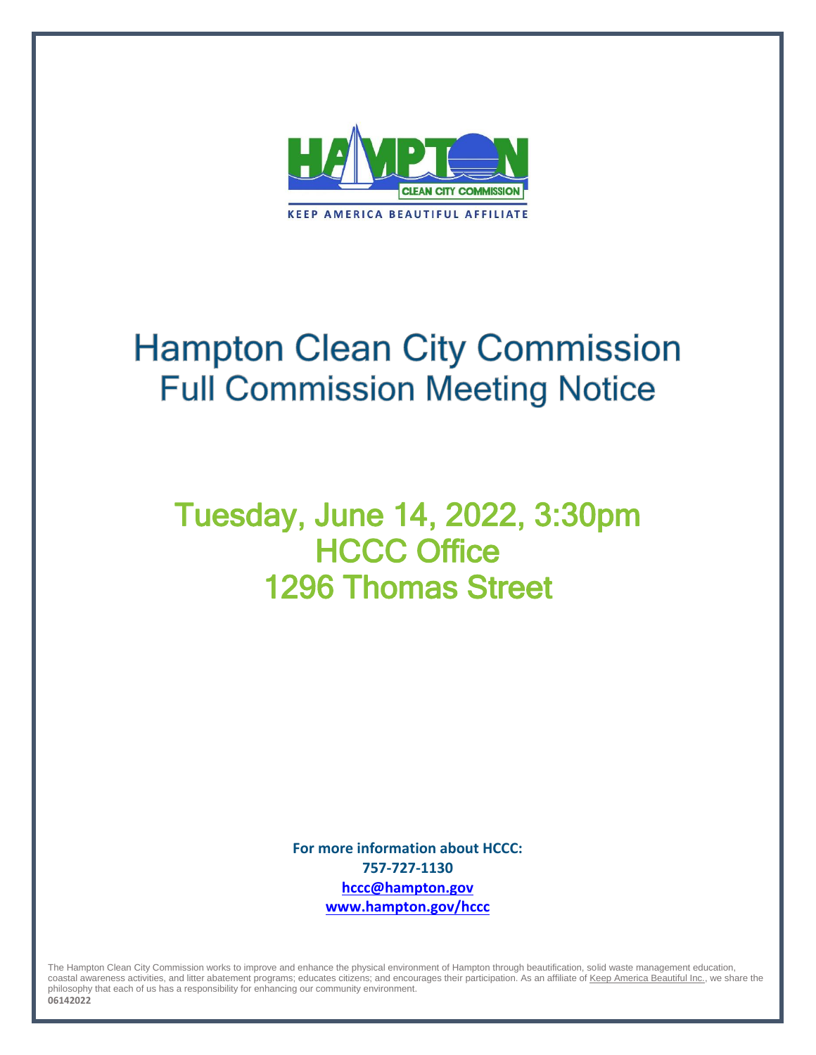HAMPTON CLEAN CITY COMMISSION

KEEP AMERICA BEAUTIFUL AFFILIATE

# Hampton Clean City Commission
## Full Commission Meeting Notice

## Tuesday, June 14, 2022, 3:30pm
## HCCC Office
## 1296 Thomas Street

**For more information about HCCC:**
**757-727-1130**
**hccc@hampton.gov**
**www.hampton.gov/hccc**

The Hampton Clean City Commission works to improve and enhance the physical environment of Hampton through beautification, solid waste management education, coastal awareness activities, and litter abatement programs; educates citizens; and encourages their participation. As an affiliate of Keep America Beautiful Inc., we share the philosophy that each of us has a responsibility for enhancing our community environment.
**06142022**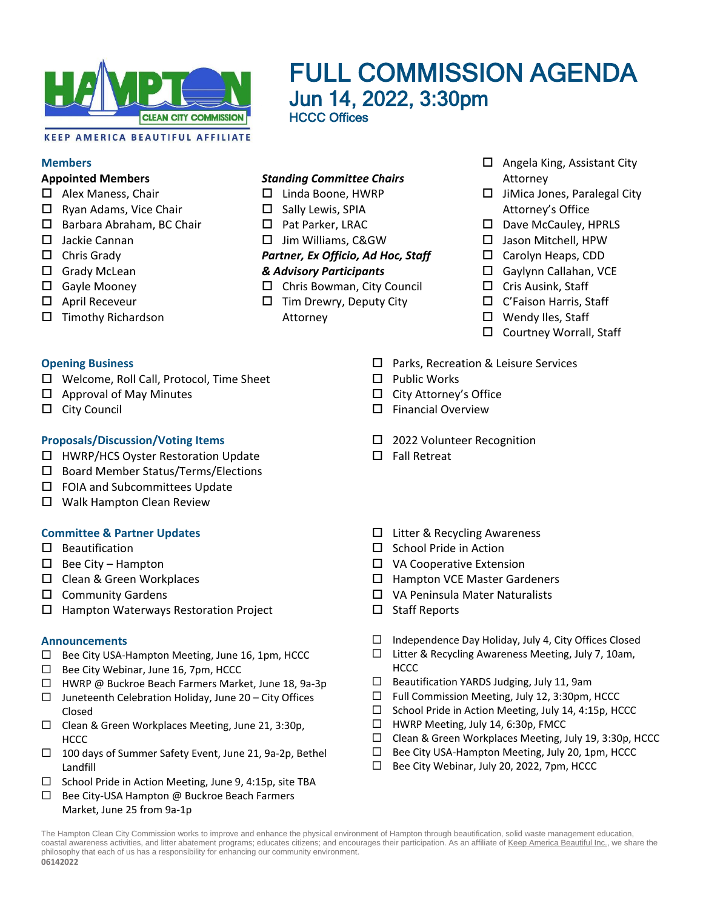HAMPTON CLEAN CITY COMMISSION

KEEP AMERICA BEAUTIFUL AFFILIATE

# FULL COMMISSION AGENDA

## Jun 14, 2022, 3:30pm

### HCCC Offices

## Members

**Appointed Members**

- ☐ Alex Maness, Chair
- ☐ Ryan Adams, Vice Chair
- ☐ Barbara Abraham, BC Chair
- ☐ Jackie Cannan
- ☐ Chris Grady
- ☐ Grady McLean
- ☐ Gayle Mooney
- ☐ April Receveur
- ☐ Timothy Richardson

***Standing Committee Chairs***

- ☐ Linda Boone, HWRP
- ☐ Sally Lewis, SPIA
- ☐ Pat Parker, LRAC
- ☐ Jim Williams, C&GW

***Partner, Ex Officio, Ad Hoc, Staff & Advisory Participants***

- ☐ Chris Bowman, City Council
- ☐ Tim Drewry, Deputy City Attorney
- ☐ Angela King, Assistant City Attorney
- ☐ JiMica Jones, Paralegal City Attorney's Office
- ☐ Dave McCauley, HPRLS
- ☐ Jason Mitchell, HPW
- ☐ Carolyn Heaps, CDD
- ☐ Gaylynn Callahan, VCE
- ☐ Cris Ausink, Staff
- ☐ C'Faison Harris, Staff
- ☐ Wendy Iles, Staff
- ☐ Courtney Worrall, Staff

## Opening Business

- ☐ Welcome, Roll Call, Protocol, Time Sheet
- ☐ Approval of May Minutes
- ☐ City Council
- ☐ Parks, Recreation & Leisure Services
- ☐ Public Works
- ☐ City Attorney's Office
- ☐ Financial Overview

## Proposals/Discussion/Voting Items

- ☐ HWRP/HCS Oyster Restoration Update
- ☐ Board Member Status/Terms/Elections
- ☐ FOIA and Subcommittees Update
- ☐ Walk Hampton Clean Review
- ☐ 2022 Volunteer Recognition
- ☐ Fall Retreat

## Committee & Partner Updates

- ☐ Beautification
- ☐ Bee City – Hampton
- ☐ Clean & Green Workplaces
- ☐ Community Gardens
- ☐ Hampton Waterways Restoration Project
- ☐ Litter & Recycling Awareness
- ☐ School Pride in Action
- ☐ VA Cooperative Extension
- ☐ Hampton VCE Master Gardeners
- ☐ VA Peninsula Mater Naturalists
- ☐ Staff Reports

## Announcements

- ☐ Bee City USA-Hampton Meeting, June 16, 1pm, HCCC
- ☐ Bee City Webinar, June 16, 7pm, HCCC
- ☐ HWRP @ Buckroe Beach Farmers Market, June 18, 9a-3p
- ☐ Juneteenth Celebration Holiday, June 20 – City Offices Closed
- ☐ Clean & Green Workplaces Meeting, June 21, 3:30p, HCCC
- ☐ 100 days of Summer Safety Event, June 21, 9a-2p, Bethel Landfill
- ☐ School Pride in Action Meeting, June 9, 4:15p, site TBA
- ☐ Bee City-USA Hampton @ Buckroe Beach Farmers Market, June 25 from 9a-1p
- ☐ Independence Day Holiday, July 4, City Offices Closed
- ☐ Litter & Recycling Awareness Meeting, July 7, 10am, HCCC
- ☐ Beautification YARDS Judging, July 11, 9am
- ☐ Full Commission Meeting, July 12, 3:30pm, HCCC
- ☐ School Pride in Action Meeting, July 14, 4:15p, HCCC
- ☐ HWRP Meeting, July 14, 6:30p, FMCC
- ☐ Clean & Green Workplaces Meeting, July 19, 3:30p, HCCC
- ☐ Bee City USA-Hampton Meeting, July 20, 1pm, HCCC
- ☐ Bee City Webinar, July 20, 2022, 7pm, HCCC

The Hampton Clean City Commission works to improve and enhance the physical environment of Hampton through beautification, solid waste management education, coastal awareness activities, and litter abatement programs; educates citizens; and encourages their participation. As an affiliate of Keep America Beautiful Inc., we share the philosophy that each of us has a responsibility for enhancing our community environment.

**06142022**